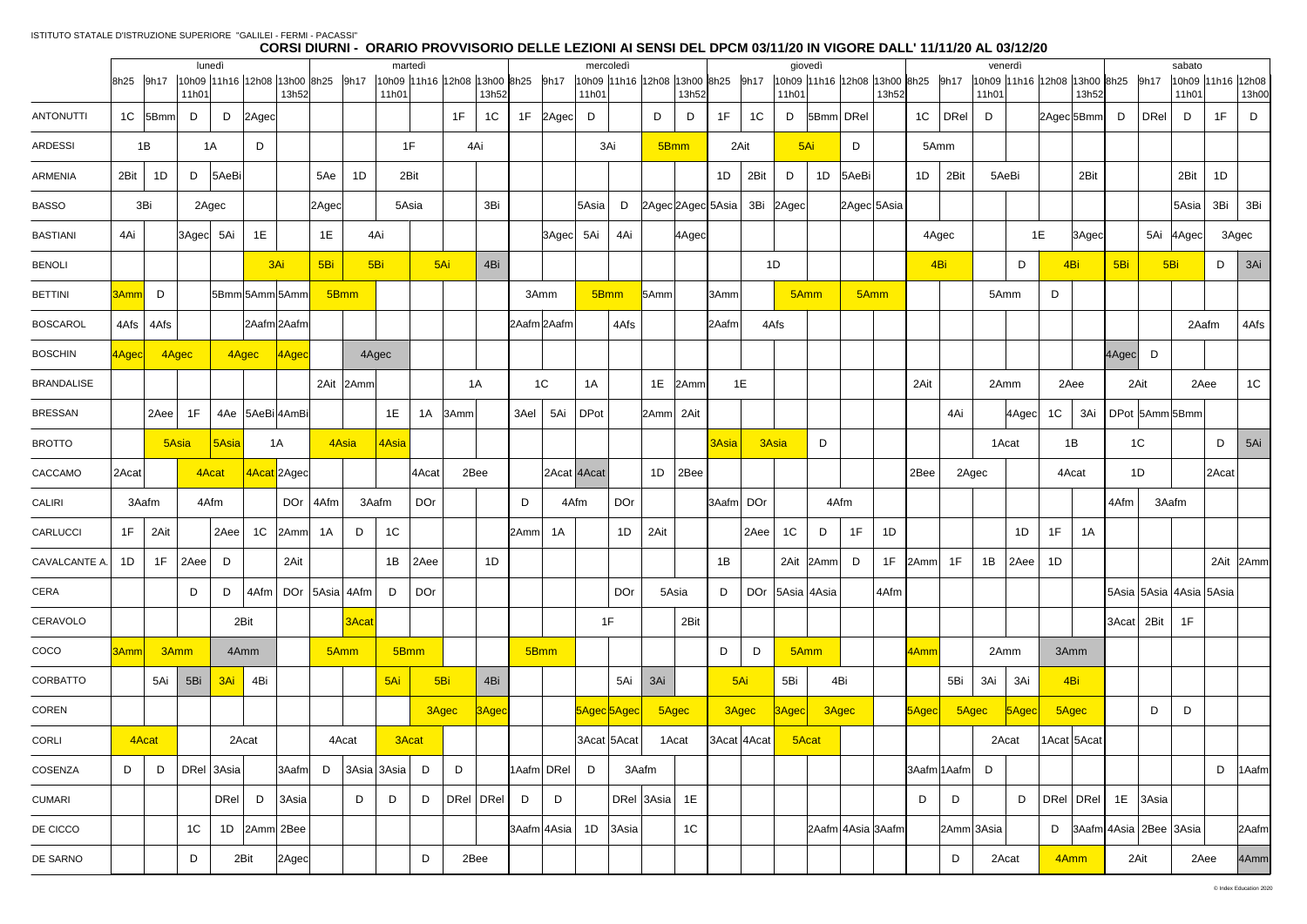ISTITUTO STATALE D'ISTRUZIONE SUPERIORE "GALILEI - FERMI - PACASSI"

# CORSI DIURNI - ORARIO PROVVISORIO DELLE LEZIONI AI SENSI DEL DPCM 03/11/20 IN VIGORE DALL' 11/11/20 AL 03/12/20

| | lunedì | | | | | | martedì | | | | | | mercoledì | | | | | | giovedì | | | | | | venerdì | | | | | | sabato | | | | |
|---|---|---|---|---|---|---|---|---|---|---|---|---|---|---|---|---|---|---|---|---|---|---|---|---|---|---|---|---|---|---|---|---|---|---|---|
| | 8h25 | 9h17 | 10h09 11h01 | 11h16 | 12h08 | 13h00 13h52 | 8h25 | 9h17 | 10h09 11h01 | 11h16 | 12h08 | 13h00 13h52 | 8h25 | 9h17 | 10h09 11h01 | 11h16 | 12h08 | 13h00 13h52 | 8h25 | 9h17 | 10h09 11h01 | 11h16 | 12h08 | 13h00 13h52 | 8h25 | 9h17 | 10h09 11h01 | 11h16 | 12h08 | 13h00 13h52 | 8h25 | 9h17 | 10h09 11h01 | 11h16 | 12h08 13h00 |
| ANTONUTTI | 1C | 5Bmm | D | D | 2Agec | | | | | | 1F | 1C | 1F | 2Agec | D | | D | D | 1F | 1C | D | 5Bmm | DRel | | 1C | DRel | D | | 2Agec | 5Bmm | D | DRel | D | 1F | D |
| ARDESSI | 1B | | 1A | | D | | | | | 1F | | 4Ai | | | | 3Ai | | 5Bmm | 2Ait | | 5Ai | | D | | 5Amm | | | | | | | | | | |
| ARMENIA | 2Bit | 1D | D | 5AeBi | | | 5Ae | 1D | 2Bit | | | | | | | | | | 1D | 2Bit | D | 1D | 5AeBi | | 1D | 2Bit | 5AeBi | | | 2Bit | | | 2Bit | 1D | |
| BASSO | 3Bi | | 2Agec | | | | 2Agec | | 5Asia | | | 3Bi | | | 5Asia | D | 2Agec | 2Agec | 5Asia | 3Bi | 2Agec | | 2Agec | 5Asia | | | | | | | | | 5Asia | 3Bi | 3Bi |
| BASTIANI | 4Ai | | 3Agec | 5Ai | 1E | | 1E | 4Ai | | | | | | 3Agec | 5Ai | 4Ai | | 4Agec | | | | | | | 4Agec | | | | 1E | 3Agec | | 5Ai | 4Agec | 3Agec | |
| BENOLI | | | | | 3Ai | | 5Bi | 5Bi | | 5Ai | | 4Bi | | | | | | | | 1D | | | | | 4Bi | | | D | 4Bi | | 5Bi | 5Bi | | D | 3Ai |
| BETTINI | 3Amm | D | | 5Bmm | 5Amm | 5Amm | 5Bmm | | | | | | 3Amm | | 5Bmm | | 5Amm | | 3Amm | | 5Amm | | 5Amm | | | | 5Amm | | D | | | | | | |
| BOSCAROL | 4Afs | 4Afs | | | 2Aafm | 2Aafm | | | | | | | 2Aafm | 2Aafm | | 4Afs | | | 2Aafm | 4Afs | | | | | | | | | | | | | 2Aafm | | 4Afs |
| BOSCHIN | 4Agec | 4Agec | | 4Agec | | 4Agec | | | 4Agec | | | | | | | | | | | | | | | | | | | | | | 4Agec | D | | | |
| BRANDALISE | | | | | | | 2Ait | 2Amm | | | 1A | | 1C | | 1A | | 1E | 2Amm | 1E | | | | | | 2Ait | | 2Amm | | 2Aee | | 2Ait | | 2Aee | | 1C |
| BRESSAN | | 2Aee | 1F | 4Ae | 5AeBi | 4AmBi | | | 1E | 1A | 3Amm | | 3Ael | 5Ai | DPot | | 2Amm | 2Ait | | | | | | | | 4Ai | | 4Agec | 1C | 3Ai | DPot | 5Amm | 5Bmm | | |
| BROTTO | | 5Asia | | 5Asia | 1A | | 4Asia | | 4Asia | | | | | | | | | | 3Asia | 3Asia | | D | | | | | 1Acat | | 1B | | 1C | | | D | 5Ai |
| CACCAMO | 2Acat | | 4Acat | | 4Acat | 2Agec | | | | 4Acat | 2Bee | | | 2Acat | 4Acat | | 1D | 2Bee | | | | | | | 2Bee | 2Agec | | | 4Acat | | 1D | | | 2Acat | |
| CALIRI | 3Aafm | | 4Afm | | DOr | 4Afm | | 3Aafm | DOr | | | | D | 4Afm | | DOr | | | 3Aafm | DOr | | 4Afm | | | | | | | | | 4Afm | 3Aafm | | | |
| CARLUCCI | 1F | 2Ait | | 2Aee | 1C | 2Amm | 1A | D | 1C | | | | 2Amm | 1A | | 1D | 2Ait | | | 2Aee | 1C | D | 1F | 1D | | | | 1D | 1F | 1A | | | | | |
| CAVALCANTE A. | 1D | 1F | 2Aee | D | 2Ait | | | | 1B | 2Aee | | 1D | | | | | | | 1B | | 2Ait | 2Amm | D | 1F | 2Amm | 1F | 1B | 2Aee | 1D | | | | | 2Ait | 2Amm |
| CERA | | | D | D | 4Afm | DOr | 5Asia | 4Afm | D | DOr | | | | | | DOr | 5Asia | | D | DOr | 5Asia | 4Asia | | 4Afm | | | | | | | 5Asia | 5Asia | 4Asia | 5Asia | |
| CERAVOLO | | | | 2Bit | | | | 3Acat | | | | | | | 1F | | | 2Bit | | | | | | | | | | | | | 3Acat | 2Bit | 1F | | |
| COCO | 3Amm | 3Amm | | 4Amm | | | 5Amm | | 5Bmm | | | | 5Bmm | | | | | | D | D | 5Amm | | | | 4Amm | | 2Amm | | 3Amm | | | | | | |
| CORBATTO | | 5Ai | 5Bi | 3Ai | 4Bi | | | | 5Ai | 5Bi | | 4Bi | | | | 5Ai | 3Ai | | 5Ai | | 5Bi | 4Bi | | | | 5Bi | 3Ai | 3Ai | 4Bi | | | | | | |
| COREN | | | | | | | | | | | 3Agec | 3Agec | | | 5Agec | 5Agec | 5Agec | | 3Agec | | 3Agec | 3Agec | | | 5Agec | 5Agec | | 5Agec | 5Agec | | | D | D | | |
| CORLI | 4Acat | | | 2Acat | | | 4Acat | | 3Acat | | | | | | 3Acat | 5Acat | 1Acat | | 3Acat | 4Acat | 5Acat | | | | | | 2Acat | | 1Acat | 5Acat | | | | | |
| COSENZA | D | D | DRel | 3Asia | | 3Aafm | D | 3Asia | 3Asia | D | D | | 1Aafm | DRel | D | 3Aafm | | | | | | | | | 3Aafm | 1Aafm | D | | | | | | | D | 1Aafm |
| CUMARI | | | | DRel | D | 3Asia | | D | D | D | DRel | DRel | D | D | | DRel | 3Asia | 1E | | | | | | | D | D | | D | DRel | DRel | 1E | 3Asia | | | |
| DE CICCO | | | 1C | 1D | 2Amm | 2Bee | | | | | | | 3Aafm | 4Asia | 1D | 3Asia | | 1C | | | | 2Aafm | 4Asia | 3Aafm | | 2Amm | 3Asia | | D | 3Aafm | 4Asia | 2Bee | 3Asia | | 2Aafm |
| DE SARNO | | | D | 2Bit | | 2Agec | | | | D | 2Bee | | | | | | | | | | | | | | | D | 2Acat | | 4Amm | | 2Ait | | 2Aee | | 4Amm |

© Index Education 2020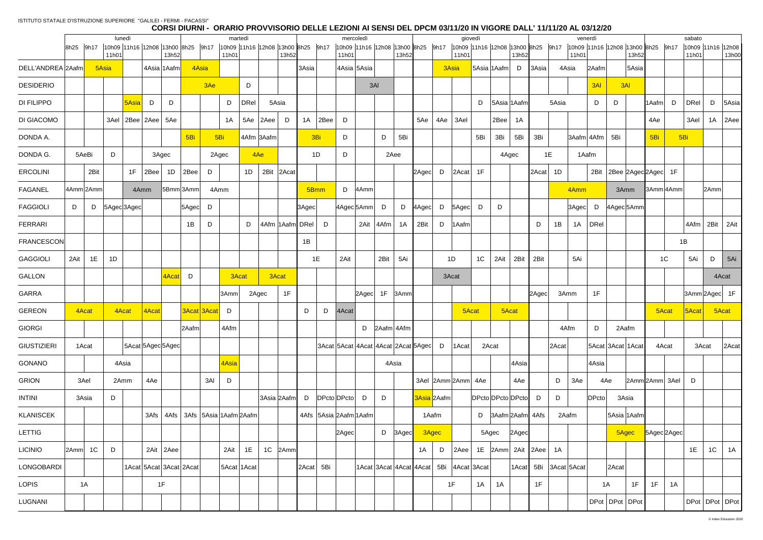ISTITUTO STATALE D'ISTRUZIONE SUPERIORE "GALILEI - FERMI - PACASSI"

## CORSI DIURNI - ORARIO PROVVISORIO DELLE LEZIONI AI SENSI DEL DPCM 03/11/20 IN VIGORE DALL' 11/11/20 AL 03/12/20

| | lunedì | | | | | | martedì | | | | | | mercoledì | | | | | | giovedì | | | | | | venerdì | | | | | | sabato | | | | |
|---|---|---|---|---|---|---|---|---|---|---|---|---|---|---|---|---|---|---|---|---|---|---|---|---|---|---|---|---|---|---|---|---|---|---|---|
| | 8h25 | 9h17 | 10h09 11h01 | 11h16 | 12h08 | 13h00 13h52 | 8h25 | 9h17 | 10h09 11h01 | 11h16 | 12h08 | 13h00 13h52 | 8h25 | 9h17 | 10h09 11h01 | 11h16 | 12h08 | 13h00 13h52 | 8h25 | 9h17 | 10h09 11h01 | 11h16 | 12h08 | 13h00 13h52 | 8h25 | 9h17 | 10h09 11h01 | 11h16 | 12h08 | 13h00 13h52 | 8h25 | 9h17 | 10h09 11h01 | 11h16 | 12h08 13h00 |
| DELL'ANDREA | 2Aafm | 5Asia | | | 4Asia | 1Aafm | 4Asia | | | | | | 3Asia | | 4Asia | 5Asia | | | | 3Asia | | 5Asia | 1Aafm | D | 3Asia | 4Asia | | 2Aafm | | 5Asia | | | | | |
| DESIDERIO | | | | | | | 3Ae | | | D | | | | | | 3Al | | | | | | | | | | | | 3Al | 3Al | | | | | | |
| DI FILIPPO | | | | 5Asia | D | D | | | D | DRel | 5Asia | | | | | | | | | | | D | 5Asia | 1Aafm | 5Asia | | | D | D | | 1Aafm | D | DRel | D | 5Asia |
| DI GIACOMO | | | 3Ael | 2Bee | 2Aee | 5Ae | | | 1A | 5Ae | 2Aee | D | 1A | 2Bee | D | | | | 5Ae | 4Ae | 3Ael | | 2Bee | 1A | | | | | | | 4Ae | | 3Ael | 1A | 2Aee |
| DONDA A. | | | | | | | 5Bi | 5Bi | | 4Afm | 3Aafm | | 3Bi | | D | | D | 5Bi | | | | 5Bi | 3Bi | 5Bi | 3Bi | | 3Aafm | 4Afm | 5Bi | | 5Bi | 5Bi | | | |
| DONDA G. | 5AeBi | | D | 3Agec | | | | 2Agec | | 4Ae | | | 1D | | D | | 2Aee | | | | | | 4Agec | | 1E | | 1Aafm | | | | | | | | |
| ERCOLINI | | 2Bit | | 1F | 2Bee | 1D | 2Bee | D | | 1D | 2Bit | 2Acat | | | | | | | 2Agec | D | 2Acat | 1F | | | 2Acat | 1D | | 2Bit | 2Bee | 2Agec | 2Agec | 1F | | | |
| FAGANEL | 4Amm | 2Amm | 4Amm | | | 5Bmm | 3Amm | 4Amm | | | | | 5Bmm | | D | 4Amm | | | | | | | | | | 4Amm | | | 3Amm | | 3Amm | 4Amm | | 2Amm | |
| FAGGIOLI | D | D | 5Agec | 3Agec | | | 5Agec | D | | | | | 3Agec | | 4Agec | 5Amm | D | D | 4Agec | D | 5Agec | D | D | | | | 3Agec | D | 4Agec | 5Amm | | | | | |
| FERRARI | | | | | | | 1B | D | | D | 4Afm | 1Aafm | DRel | D | | 2Ait | 4Afm | 1A | 2Bit | D | 1Aafm | | | | D | 1B | 1A | DRel | | | | | 4Afm | 2Bit | 2Ait |
| FRANCESCON | | | | | | | | | | | | | 1B | | | | | | | | | | | | | | | | | | | 1B | | | |
| GAGGIOLI | 2Ait | 1E | 1D | | | | | | | | | | 1E | | 2Ait | | 2Bit | 5Ai | | 1D | | 1C | 2Ait | 2Bit | 2Bit | | 5Ai | | | | 1C | | 5Ai | D | 5Ai |
| GALLON | | | | | | 4Acat | D | | 3Acat | | 3Acat | | | | | | | | | 3Acat | | | | | | | | | | | | | | 4Acat | |
| GARRA | | | | | | | | | 3Amm | 2Agec | | 1F | | | | 2Agec | 1F | 3Amm | | | | | | | 2Agec | 3Amm | | 1F | | | | | 3Amm | 2Agec | 1F |
| GEREON | 4Acat | | 4Acat | | 4Acat | | 3Acat | 3Acat | D | | | | D | D | 4Acat | | | | | | 5Acat | | 5Acat | | | | | | | | 5Acat | | 5Acat | 5Acat | |
| GIORGI | | | | | | | 2Aafm | | 4Afm | | | | | | | D | 2Aafm | 4Afm | | | | | | | | 4Afm | | D | 2Aafm | | | | | | |
| GIUSTIZIERI | 1Acat | | | 5Acat | 5Agec | 5Agec | | | | | | | | 3Acat | 5Acat | 4Acat | 4Acat | 2Acat | 5Agec | D | 1Acat | 2Acat | | | | 2Acat | | 5Acat | 3Acat | 1Acat | 4Acat | | 3Acat | | 2Acat |
| GONANO | | | 4Asia | | | | | | 4Asia | | | | | | | | 4Asia | | | | | | | 4Asia | | | | 4Asia | | | | | | | |
| GRION | 3Ael | | 2Amm | | 4Ae | | | 3Al | D | | | | | | | | | | 3Ael | 2Amm | 2Amm | 4Ae | | 4Ae | | D | 3Ae | 4Ae | | 2Amm | 2Amm | 3Ael | D | | |
| INTINI | 3Asia | | D | | | | | | | | 3Asia | 2Aafm | D | DPcto | DPcto | D | D | | 3Asia | 2Aafm | | DPcto | DPcto | DPcto | D | D | | DPcto | 3Asia | | | | | | |
| KLANISCEK | | | | 3Afs | 4Afs | 3Afs | 5Asia | 1Aafm | 2Aafm | | | | 4Afs | 5Asia | 2Aafm | 1Aafm | | | 1Aafm | | | D | 3Aafm | 2Aafm | 4Afs | 2Aafm | | | 5Asia | 1Aafm | | | | | |
| LETTIG | | | | | | | | | | | | | | | 2Agec | | D | 3Agec | 3Agec | | | 5Agec | | 2Agec | | | | | 5Agec | | 5Agec | 2Agec | | | |
| LICINIO | 2Amm | 1C | D | | 2Ait | 2Aee | | | 2Ait | 1E | 1C | 2Amm | | | | | | | 1A | D | 2Aee | 1E | 2Amm | 2Ait | 2Aee | 1A | | | | | | | 1E | 1C | 1A |
| LONGOBARDI | | | | 1Acat | 5Acat | 3Acat | 2Acat | | 5Acat | 1Acat | | | 2Acat | 5Bi | | 1Acat | 3Acat | 4Acat | 4Acat | 5Bi | 4Acat | 3Acat | | 1Acat | 5Bi | 3Acat | 5Acat | | 2Acat | | | | | | |
| LOPIS | 1A | | | | 1F | | | | | | | | | | | | | | | 1F | | 1A | 1A | | 1F | | | | 1A | 1F | 1F | 1A | | | |
| LUGNANI | | | | | | | | | | | | | | | | | | | | | | | | | | | | DPot | DPot | DPot | | | DPot | DPot | DPot |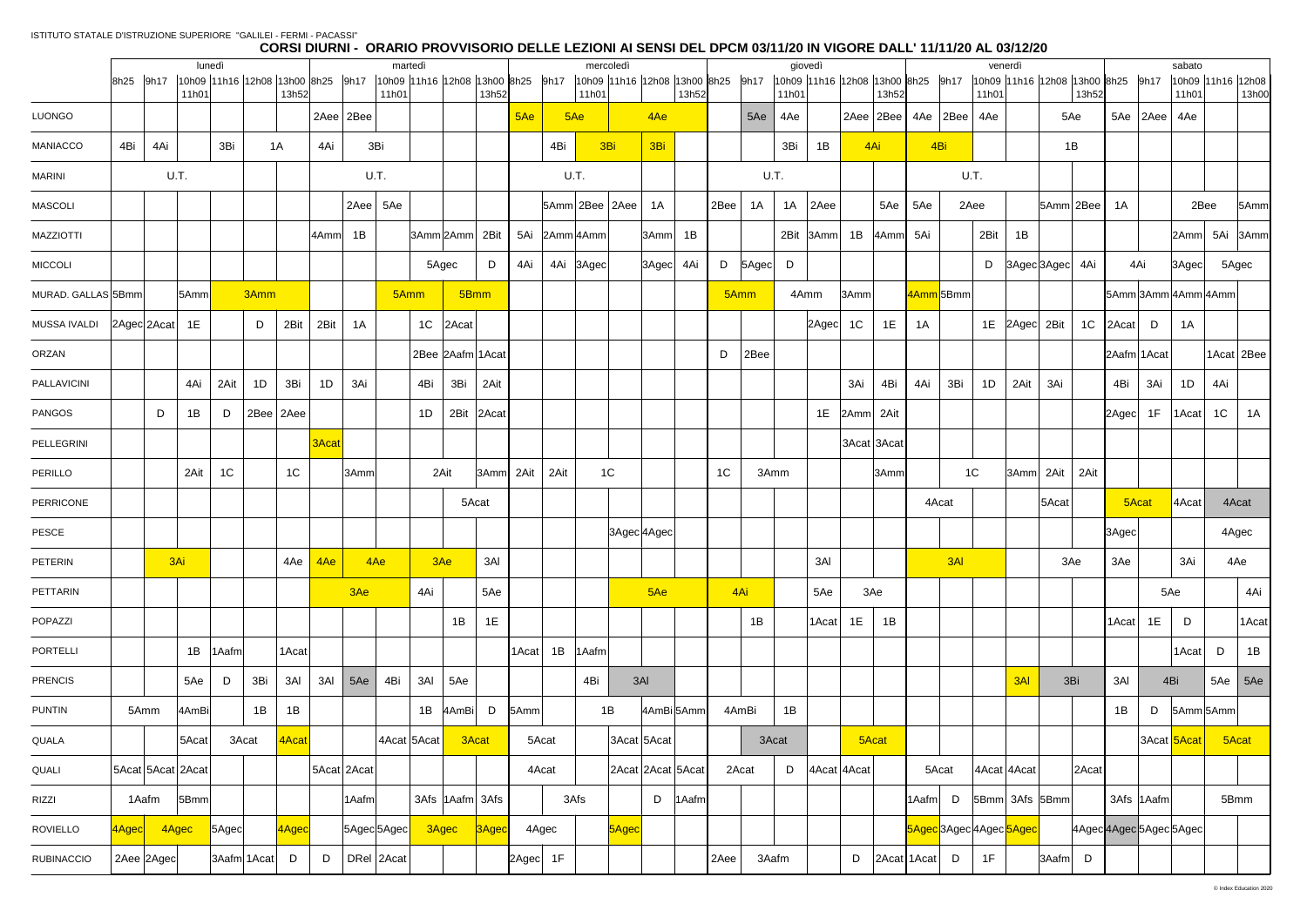ISTITUTO STATALE D'ISTRUZIONE SUPERIORE "GALILEI - FERMI - PACASSI"

## CORSI DIURNI - ORARIO PROVVISORIO DELLE LEZIONI AI SENSI DEL DPCM 03/11/20 IN VIGORE DALL' 11/11/20 AL 03/12/20

| | lunedì | | | | | | martedì | | | | | | mercoledì | | | | | | giovedì | | | | | | venerdì | | | | | | sabato | | | | |
|---|---|---|---|---|---|---|---|---|---|---|---|---|---|---|---|---|---|---|---|---|---|---|---|---|---|---|---|---|---|---|---|---|---|---|---|
| | 8h25 | 9h17 | 10h09 11h01 | 11h16 | 12h08 | 13h00 13h52 | 8h25 | 9h17 | 10h09 11h01 | 11h16 | 12h08 | 13h00 13h52 | 8h25 | 9h17 | 10h09 11h01 | 11h16 | 12h08 | 13h00 13h52 | 8h25 | 9h17 | 10h09 11h01 | 11h16 | 12h08 | 13h00 13h52 | 8h25 | 9h17 | 10h09 11h01 | 11h16 | 12h08 | 13h00 13h52 | 8h25 | 9h17 | 10h09 11h01 | 11h16 | 12h08 13h00 |
| LUONGO | | | | | | | 2Aee | 2Bee | | | | | 5Ae | 5Ae | | | 4Ae | | | 5Ae | 4Ae | | 2Aee | 2Bee | 4Ae | 2Bee | 4Ae | | 5Ae | | 5Ae | 2Aee | 4Ae | | |
| MANIACCO | 4Bi | 4Ai | | 3Bi | 1A | | 4Ai | 3Bi | | | | | | 4Bi | 3Bi | | 3Bi | | | | 3Bi | 1B | 4Ai | | 4Bi | | | | 1B | | | | | | |
| MARINI | U.T. | | | | | | U.T. | | | | | | U.T. | | | | | | U.T. | | | | | | U.T. | | | | | | | | | | |
| MASCOLI | | | | | | | | 2Aee | 5Ae | | | | | 5Amm | 2Bee | 2Aee | 1A | | 2Bee | 1A | 1A | 2Aee | | 5Ae | 5Ae | 2Aee | | | 5Amm | 2Bee | 1A | | 2Bee | | 5Amm |
| MAZZIOTTI | | | | | | | 4Amm | 1B | | 3Amm | 2Amm | 2Bit | 5Ai | 2Amm | 4Amm | | 3Amm | 1B | | | 2Bit | 3Amm | 1B | 4Amm | 5Ai | | 2Bit | 1B | | | | | 2Amm | 5Ai | 3Amm |
| MICCOLI | | | | | | | | | | 5Agec | | D | 4Ai | 4Ai | 3Agec | | 3Agec | 4Ai | D | 5Agec | D | | | | | | D | 3Agec | 3Agec | 4Ai | 4Ai | | 3Agec | 5Agec | |
| MURAD. GALLAS | 5Bmm | | 5Amm | 3Amm | | | | | 5Amm | | 5Bmm | | | | | | | | 5Amm | | 4Amm | | 3Amm | | 4Amm | 5Bmm | | | | | 5Amm | 3Amm | 4Amm | 4Amm | |
| MUSSA IVALDI | 2Agec | 2Acat | 1E | | D | 2Bit | 2Bit | 1A | | 1C | 2Acat | | | | | | | | | | | 2Agec | 1C | 1E | 1A | | 1E | 2Agec | 2Bit | 1C | 2Acat | D | 1A | | |
| ORZAN | | | | | | | | | | 2Bee | 2Aafm | 1Acat | | | | | | | D | 2Bee | | | | | | | | | | | 2Aafm | 1Acat | | 1Acat | 2Bee |
| PALLAVICINI | | | 4Ai | 2Ait | 1D | 3Bi | 1D | 3Ai | | 4Bi | 3Bi | 2Ait | | | | | | | | | | | 3Ai | 4Bi | 4Ai | 3Bi | 1D | 2Ait | 3Ai | | 4Bi | 3Ai | 1D | 4Ai | |
| PANGOS | | D | 1B | D | 2Bee | 2Aee | | | | 1D | 2Bit | 2Acat | | | | | | | | | | 1E | 2Amm | 2Ait | | | | | | | 2Agec | 1F | 1Acat | 1C | 1A |
| PELLEGRINI | | | | | | | 3Acat | | | | | | | | | | | | | | | | 3Acat | 3Acat | | | | | | | | | | | |
| PERILLO | | | 2Ait | 1C | | 1C | | 3Amm | | 2Ait | | 3Amm | 2Ait | 2Ait | 1C | | | | 1C | 3Amm | | | | 3Amm | | 1C | | 3Amm | 2Ait | 2Ait | | | | | |
| PERRICONE | | | | | | | | | | | 5Acat | | | | | | | | | | | | | | 4Acat | | | | 5Acat | | 5Acat | | 4Acat | 4Acat | |
| PESCE | | | | | | | | | | | | | | | | 3Agec | 4Agec | | | | | | | | | | | | | | 3Agec | | | 4Agec | |
| PETERIN | | 3Ai | | | | 4Ae | 4Ae | 4Ae | | 3Ae | | 3Al | | | | | | | | | | 3Al | | | | 3Al | | | 3Ae | | 3Ae | | 3Ai | 4Ae | |
| PETTARIN | | | | | | | | 3Ae | | 4Ai | | 5Ae | | | | | 5Ae | | 4Ai | | | 5Ae | 3Ae | | | | | | | | | 5Ae | | | 4Ai |
| POPAZZI | | | | | | | | | | | 1B | 1E | | | | | | | | 1B | | 1Acat | 1E | 1B | | | | | | | 1Acat | 1E | D | | 1Acat |
| PORTELLI | | | 1B | 1Aafm | | 1Acat | | | | | | | 1Acat | 1B | 1Aafm | | | | | | | | | | | | | | | | | | 1Acat | D | 1B |
| PRENCIS | | | 5Ae | D | 3Bi | 3Al | 3Al | 5Ae | 4Bi | 3Al | 5Ae | | | | 4Bi | 3Al | | | | | | | | | | | | 3Al | 3Bi | | 3Al | 4Bi | | 5Ae | 5Ae |
| PUNTIN | 5Amm | | 4AmBi | | 1B | 1B | | | | 1B | 4AmBi | D | 5Amm | | 1B | | 4AmBi | 5Amm | 4AmBi | | 1B | | | | | | | | | | 1B | D | 5Amm | 5Amm | |
| QUALA | | | 5Acat | 3Acat | | 4Acat | | | 4Acat | 5Acat | 3Acat | | 5Acat | | | 3Acat | 5Acat | | | 3Acat | | | 5Acat | | | | | | | | | 3Acat | 5Acat | 5Acat | |
| QUALI | 5Acat | 5Acat | 2Acat | | | | 5Acat | 2Acat | | | | | 4Acat | | | 2Acat | 2Acat | 5Acat | 2Acat | | D | 4Acat | 4Acat | | 5Acat | | 4Acat | 4Acat | | 2Acat | | | | | |
| RIZZI | 1Aafm | | 5Bmm | | | | | 1Aafm | | 3Afs | 1Aafm | 3Afs | | 3Afs | | | D | 1Aafm | | | | | | | 1Aafm | D | 5Bmm | 3Afs | 5Bmm | | 3Afs | 1Aafm | | 5Bmm | |
| ROVIELLO | 4Agec | 4Agec | | 5Agec | | 4Agec | | 5Agec | 5Agec | 3Agec | | 3Agec | 4Agec | | | 5Agec | | | | | | | | | 5Agec | 3Agec | 4Agec | 5Agec | | 4Agec | 4Agec | 5Agec | 5Agec | | |
| RUBINACCIO | 2Aee | 2Agec | | 3Aafm | 1Acat | D | D | DRel | 2Acat | | | | 2Agec | 1F | | | | | 2Aee | 3Aafm | | | D | 2Acat | 1Acat | D | 1F | | 3Aafm | D | | | | | |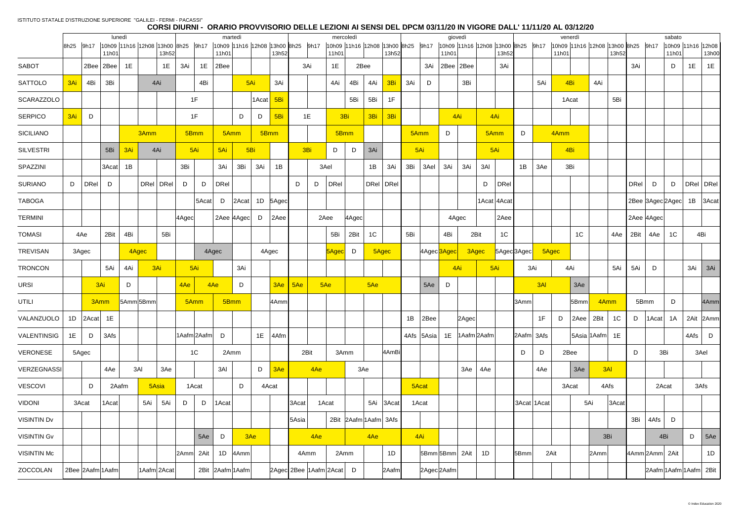ISTITUTO STATALE D'ISTRUZIONE SUPERIORE "GALILEI - FERMI - PACASSI"

# CORSI DIURNI - ORARIO PROVVISORIO DELLE LEZIONI AI SENSI DEL DPCM 03/11/20 IN VIGORE DALL' 11/11/20 AL 03/12/20

| | lunedì | | | | | | martedì | | | | | | mercoledì | | | | | | giovedì | | | | | | venerdì | | | | | | sabato | | | | |
|---|---|---|---|---|---|---|---|---|---|---|---|---|---|---|---|---|---|---|---|---|---|---|---|---|---|---|---|---|---|---|---|---|---|---|---|
| | 8h25 | 9h17 | 10h09 11h01 | 11h16 | 12h08 | 13h00 13h52 | 8h25 | 9h17 | 10h09 11h01 | 11h16 | 12h08 | 13h00 13h52 | 8h25 | 9h17 | 10h09 11h01 | 11h16 | 12h08 | 13h00 13h52 | 8h25 | 9h17 | 10h09 11h01 | 11h16 | 12h08 | 13h00 13h52 | 8h25 | 9h17 | 10h09 11h01 | 11h16 | 12h08 | 13h00 13h52 | 8h25 | 9h17 | 10h09 11h01 | 11h16 | 12h08 13h00 |
| SABOT | | 2Bee | 2Bee | 1E | | 1E | 3Ai | 1E | 2Bee | | | | 3Ai | | 1E | 2Bee | | | | 3Ai | 2Bee | 2Bee | | 3Ai | | | | | | | 3Ai | | D | 1E | 1E |
| SATTOLO | 3Ai | 4Bi | 3Bi | | 4Ai | | | 4Bi | | 5Ai | | 3Ai | | | 4Ai | 4Bi | 4Ai | 3Bi | 3Ai | D | | 3Bi | | | | 5Ai | 4Bi | | 4Ai | | | | | | |
| SCARAZZOLO | | | | | | | 1F | | | | 1Acat | 5Bi | | | | 5Bi | 5Bi | 1F | | | | | | | | | 1Acat | | | 5Bi | | | | | |
| SERPICO | 3Ai | D | | | | | 1F | | | D | D | 5Bi | 1E | | 3Bi | | 3Bi | 3Bi | | | | 4Ai | | 4Ai | | | | | | | | | | | |
| SICILIANO | | | | | 3Amm | | 5Bmm | | 5Amm | | 5Bmm | | | | 5Bmm | | | | 5Amm | | D | | 5Amm | | D | 4Amm | | | | | | | | | |
| SILVESTRI | | | 5Bi | 3Ai | 4Ai | | 5Ai | | 5Ai | 5Bi | | | 3Bi | | D | D | 3Ai | | 5Ai | | | | | 5Ai | | | 4Bi | | | | | | | | |
| SPAZZINI | | | 3Acat | 1B | | | 3Bi | | 3Ai | 3Bi | 3Ai | 1B | | 3Ael | | | 1B | 3Ai | 3Bi | 3Ael | 3Ai | 3Ai | 3Al | | 1B | 3Ae | 3Bi | | | | | | | | |
| SURIANO | D | DRel | D | | DRel | DRel | D | D | DRel | | | | D | D | DRel | | DRel | DRel | | | | | D | DRel | | | | | | | DRel | D | D | DRel | DRel |
| TABOGA | | | | | | | | 5Acat | D | 2Acat | 1D | 5Agec | | | | | | | | | | | 1Acat | 4Acat | | | | | | | 2Bee | 3Agec | 2Agec | 1B | 3Acat |
| TERMINI | | | | | | | 4Agec | | 2Aee | 4Agec | D | 2Aee | | 2Aee | | 4Agec | | | | | | 4Agec | | 2Aee | | | | | | | 2Aee | 4Agec | | | |
| TOMASI | 4Ae | | 2Bit | 4Bi | | 5Bi | | | | | | | | | 5Bi | 2Bit | 1C | | 5Bi | | 4Bi | 2Bit | | 1C | | | | 1C | | 4Ae | 2Bit | 4Ae | 1C | 4Bi | |
| TREVISAN | 3Agec | | | 4Agec | | | | 4Agec | | | 4Agec | | | | 5Agec | D | 5Agec | | | 4Agec | 3Agec | | 3Agec | 5Agec | 3Agec | | 5Agec | | | | | | | | |
| TRONCON | | | 5Ai | 4Ai | 3Ai | | 5Ai | | | 3Ai | | | | | | | | | | | | 4Ai | | 5Ai | 3Ai | | 4Ai | | | 5Ai | 5Ai | D | | 3Ai | 3Ai |
| URSI | | 3Ai | | D | | | 4Ae | 4Ae | | D | | 3Ae | 5Ae | 5Ae | | | 5Ae | | | 5Ae | D | | | | | 3Al | | 3Ae | | | | | | | |
| UTILI | | 3Amm | | 5Amm | 5Bmm | | 5Amm | | 5Bmm | | | 4Amm | | | | | | | | | | | | | 3Amm | | | 5Bmm | 4Amm | | 5Bmm | | D | | 4Amm |
| VALANZUOLO | 1D | 2Acat | 1E | | | | | | | | | | | | | | | | 1B | 2Bee | | 2Agec | | | | 1F | D | 2Aee | 2Bit | 1C | D | 1Acat | 1A | 2Ait | 2Amm |
| VALENTINSIG | 1E | D | 3Afs | | | | 1Aafm | 2Aafm | D | | 1E | 4Afm | | | | | | | 4Afs | 5Asia | 1E | 1Aafm | 2Aafm | | 2Aafm | 3Afs | | 5Asia | 1Aafm | 1E | | | | 4Afs | D |
| VERONESE | 5Agec | | | | | | 1C | | 2Amm | | | | 2Bit | | 3Amm | | | 4AmBi | | | | | | | D | D | 2Bee | | | | D | 3Bi | | 3Ael | |
| VERZEGNASSI | | | 4Ae | 3Al | | 3Ae | | | 3Al | | D | 3Ae | | 4Ae | | 3Ae | | | | | | 3Ae | 4Ae | | | 4Ae | | 3Ae | 3Al | | | | | | |
| VESCOVI | | D | 2Aafm | | 5Asia | | 1Acat | | | D | 4Acat | | | | | | | | 5Acat | | | | | | | | | 3Acat | 4Afs | | | 2Acat | | 3Afs | |
| VIDONI | 3Acat | | 1Acat | | 5Ai | 5Ai | D | D | 1Acat | | | | 3Acat | 1Acat | | | 5Ai | 3Acat | 1Acat | | | | | | 3Acat | 1Acat | | 5Ai | | 3Acat | | | | | |
| VISINTIN Dv | | | | | | | | | | | | | 5Asia | | 2Bit | 2Aafm | 1Aafm | 3Afs | | | | | | | | | | | | | 3Bi | 4Afs | D | | |
| VISINTIN Gv | | | | | | | | 5Ae | D | 3Ae | | | | 4Ae | | | 4Ae | | 4Ai | | | | | | | | | | 3Bi | | | 4Bi | | D | 5Ae |
| VISINTIN Mc | | | | | | | 2Amm | 2Ait | 1D | 4Amm | | | 4Amm | | 2Amm | | | 1D | | 5Bmm | 5Bmm | 2Ait | 1D | | 5Bmm | 2Ait | | | 2Amm | | 4Amm | 2Amm | 2Ait | | 1D |
| ZOCCOLAN | 2Bee | 2Aafm | 1Aafm | | 1Aafm | 2Acat | | 2Bit | 2Aafm | 1Aafm | | 2Agec | 2Bee | 1Aafm | 2Acat | D | | 2Aafm | | 2Agec | 2Aafm | | | | | | | | | | | 2Aafm | 1Aafm | 1Aafm | 2Bit |